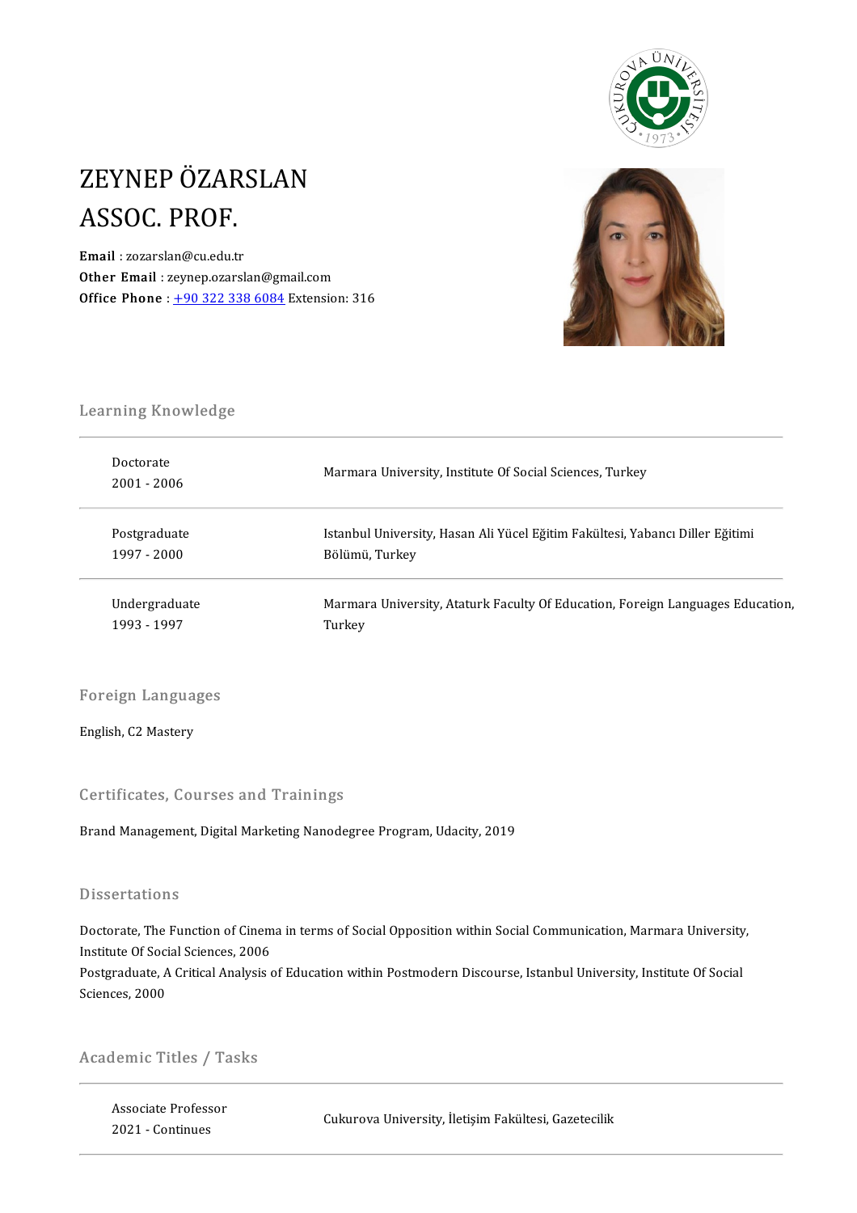# ZEYNEP ÖZARSLAN
# ASSOC. PROF.

**Email** : zozarslan@cu.edu.tr
**Other Email** : zeynep.ozarslan@gmail.com
**Office Phone** : +90 322 338 6084 Extension: 316

## Learning Knowledge

| | |
|---|---|
| Doctorate<br>2001 - 2006 | Marmara University, Institute Of Social Sciences, Turkey |
| Postgraduate<br>1997 - 2000 | Istanbul University, Hasan Ali Yücel Eğitim Fakültesi, Yabancı Diller Eğitimi Bölümü, Turkey |
| Undergraduate<br>1993 - 1997 | Marmara University, Ataturk Faculty Of Education, Foreign Languages Education, Turkey |

## Foreign Languages

English, C2 Mastery

## Certificates, Courses and Trainings

Brand Management, Digital Marketing Nanodegree Program, Udacity, 2019

## Dissertations

Doctorate, The Function of Cinema in terms of Social Opposition within Social Communication, Marmara University, Institute Of Social Sciences, 2006

Postgraduate, A Critical Analysis of Education within Postmodern Discourse, Istanbul University, Institute Of Social Sciences, 2000

## Academic Titles / Tasks

| | |
|---|---|
| Associate Professor<br>2021 - Continues | Cukurova University, İletişim Fakültesi, Gazetecilik |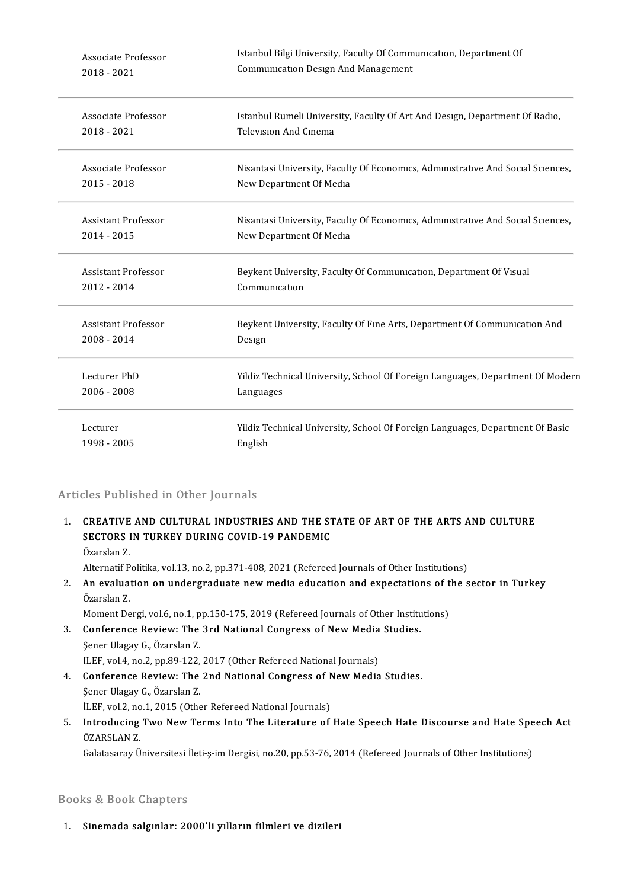| | |
|---|---|
| Associate Professor<br>2018 - 2021 | Istanbul Bilgi University, Faculty Of Communıcatıon, Department Of Communıcatıon Desıgn And Management |
| Associate Professor<br>2018 - 2021 | Istanbul Rumeli University, Faculty Of Art And Desıgn, Department Of Radıo, Televısıon And Cınema |
| Associate Professor<br>2015 - 2018 | Nisantasi University, Faculty Of Economıcs, Admınıstratıve And Socıal Scıences, New Department Of Medıa |
| Assistant Professor<br>2014 - 2015 | Nisantasi University, Faculty Of Economıcs, Admınıstratıve And Socıal Scıences, New Department Of Medıa |
| Assistant Professor<br>2012 - 2014 | Beykent University, Faculty Of Communıcatıon, Department Of Vısual Communıcatıon |
| Assistant Professor<br>2008 - 2014 | Beykent University, Faculty Of Fıne Arts, Department Of Communıcatıon And Desıgn |
| Lecturer PhD<br>2006 - 2008 | Yildiz Technical University, School Of Foreign Languages, Department Of Modern Languages |
| Lecturer<br>1998 - 2005 | Yildiz Technical University, School Of Foreign Languages, Department Of Basic English |

## Articles Published in Other Journals

1. **CREATIVE AND CULTURAL INDUSTRIES AND THE STATE OF ART OF THE ARTS AND CULTURE SECTORS IN TURKEY DURING COVID-19 PANDEMIC**
   Özarslan Z.
   Alternatif Politika, vol.13, no.2, pp.371-408, 2021 (Refereed Journals of Other Institutions)
2. **An evaluation on undergraduate new media education and expectations of the sector in Turkey**
   Özarslan Z.
   Moment Dergi, vol.6, no.1, pp.150-175, 2019 (Refereed Journals of Other Institutions)
3. **Conference Review: The 3rd National Congress of New Media Studies.**
   Şener Ulagay G., Özarslan Z.
   ILEF, vol.4, no.2, pp.89-122, 2017 (Other Refereed National Journals)
4. **Conference Review: The 2nd National Congress of New Media Studies.**
   Şener Ulagay G., Özarslan Z.
   İLEF, vol.2, no.1, 2015 (Other Refereed National Journals)
5. **Introducing Two New Terms Into The Literature of Hate Speech Hate Discourse and Hate Speech Act**
   ÖZARSLAN Z.
   Galatasaray Üniversitesi İleti-ş-im Dergisi, no.20, pp.53-76, 2014 (Refereed Journals of Other Institutions)

## Books & Book Chapters

1. **Sinemada salgınlar: 2000'li yılların filmleri ve dizileri**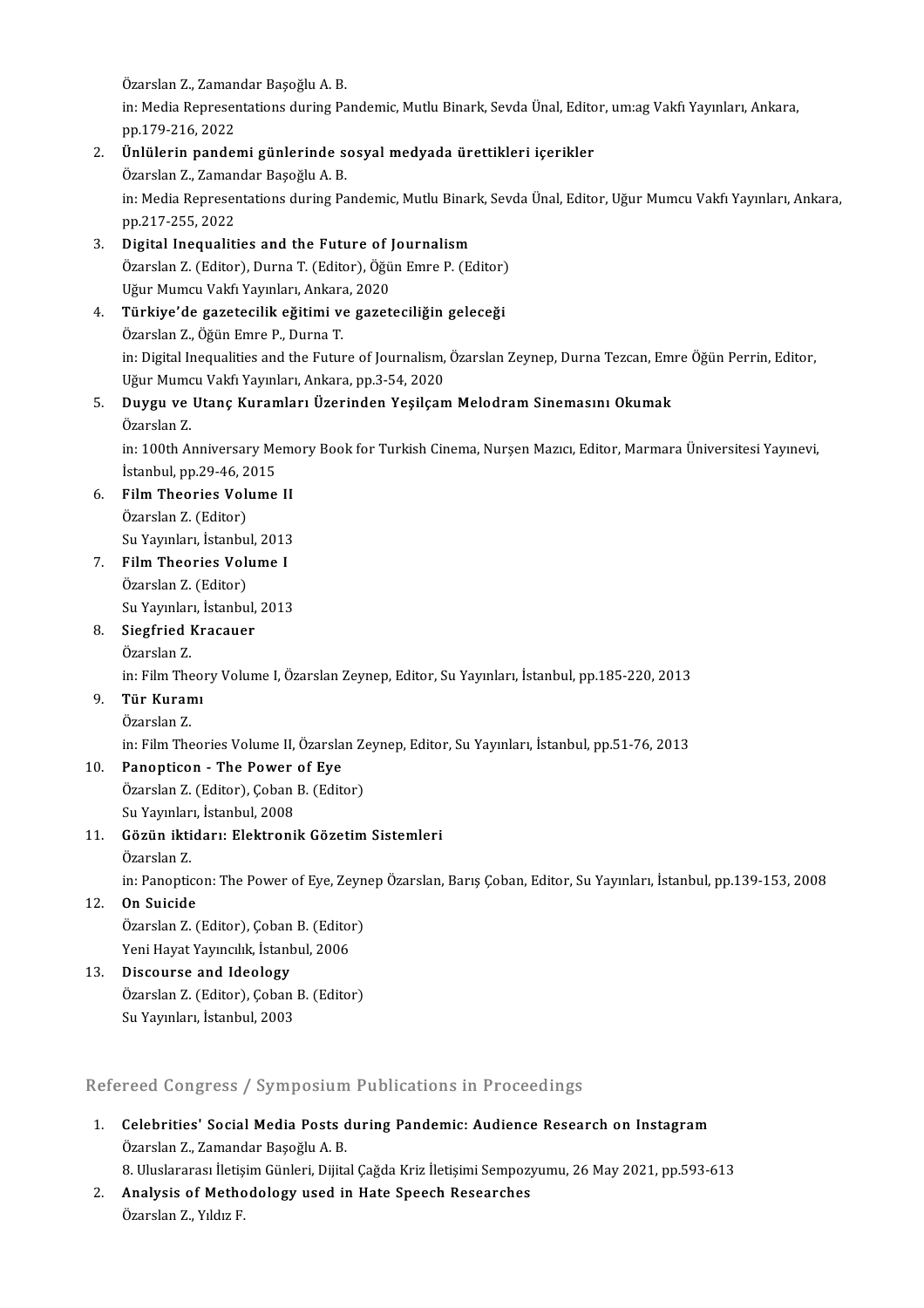Özarslan Z., Zamandar Başoğlu A. B.
in: Media Representations during Pandemic, Mutlu Binark, Sevda Ünal, Editor, um:ag Vakfı Yayınları, Ankara, pp.179-216, 2022

2. **Ünlülerin pandemi günlerinde sosyal medyada ürettikleri içerikler**
   Özarslan Z., Zamandar Başoğlu A. B.
   in: Media Representations during Pandemic, Mutlu Binark, Sevda Ünal, Editor, Uğur Mumcu Vakfı Yayınları, Ankara, pp.217-255, 2022
3. **Digital Inequalities and the Future of Journalism**
   Özarslan Z. (Editor), Durna T. (Editor), Öğün Emre P. (Editor)
   Uğur Mumcu Vakfı Yayınları, Ankara, 2020
4. **Türkiye'de gazetecilik eğitimi ve gazeteciliğin geleceği**
   Özarslan Z., Öğün Emre P., Durna T.
   in: Digital Inequalities and the Future of Journalism, Özarslan Zeynep, Durna Tezcan, Emre Öğün Perrin, Editor, Uğur Mumcu Vakfı Yayınları, Ankara, pp.3-54, 2020
5. **Duygu ve Utanç Kuramları Üzerinden Yeşilçam Melodram Sinemasını Okumak**
   Özarslan Z.
   in: 100th Anniversary Memory Book for Turkish Cinema, Nurşen Mazıcı, Editor, Marmara Üniversitesi Yayınevi, İstanbul, pp.29-46, 2015
6. **Film Theories Volume II**
   Özarslan Z. (Editor)
   Su Yayınları, İstanbul, 2013
7. **Film Theories Volume I**
   Özarslan Z. (Editor)
   Su Yayınları, İstanbul, 2013
8. **Siegfried Kracauer**
   Özarslan Z.
   in: Film Theory Volume I, Özarslan Zeynep, Editor, Su Yayınları, İstanbul, pp.185-220, 2013
9. **Tür Kuramı**
   Özarslan Z.
   in: Film Theories Volume II, Özarslan Zeynep, Editor, Su Yayınları, İstanbul, pp.51-76, 2013
10. **Panopticon - The Power of Eye**
    Özarslan Z. (Editor), Çoban B. (Editor)
    Su Yayınları, İstanbul, 2008
11. **Gözün iktidarı: Elektronik Gözetim Sistemleri**
    Özarslan Z.
    in: Panopticon: The Power of Eye, Zeynep Özarslan, Barış Çoban, Editor, Su Yayınları, İstanbul, pp.139-153, 2008
12. **On Suicide**
    Özarslan Z. (Editor), Çoban B. (Editor)
    Yeni Hayat Yayıncılık, İstanbul, 2006
13. **Discourse and Ideology**
    Özarslan Z. (Editor), Çoban B. (Editor)
    Su Yayınları, İstanbul, 2003

## Refereed Congress / Symposium Publications in Proceedings

1. **Celebrities' Social Media Posts during Pandemic: Audience Research on Instagram**
   Özarslan Z., Zamandar Başoğlu A. B.
   8. Uluslararası İletişim Günleri, Dijital Çağda Kriz İletişimi Sempozyumu, 26 May 2021, pp.593-613
2. **Analysis of Methodology used in Hate Speech Researches**
   Özarslan Z., Yıldız F.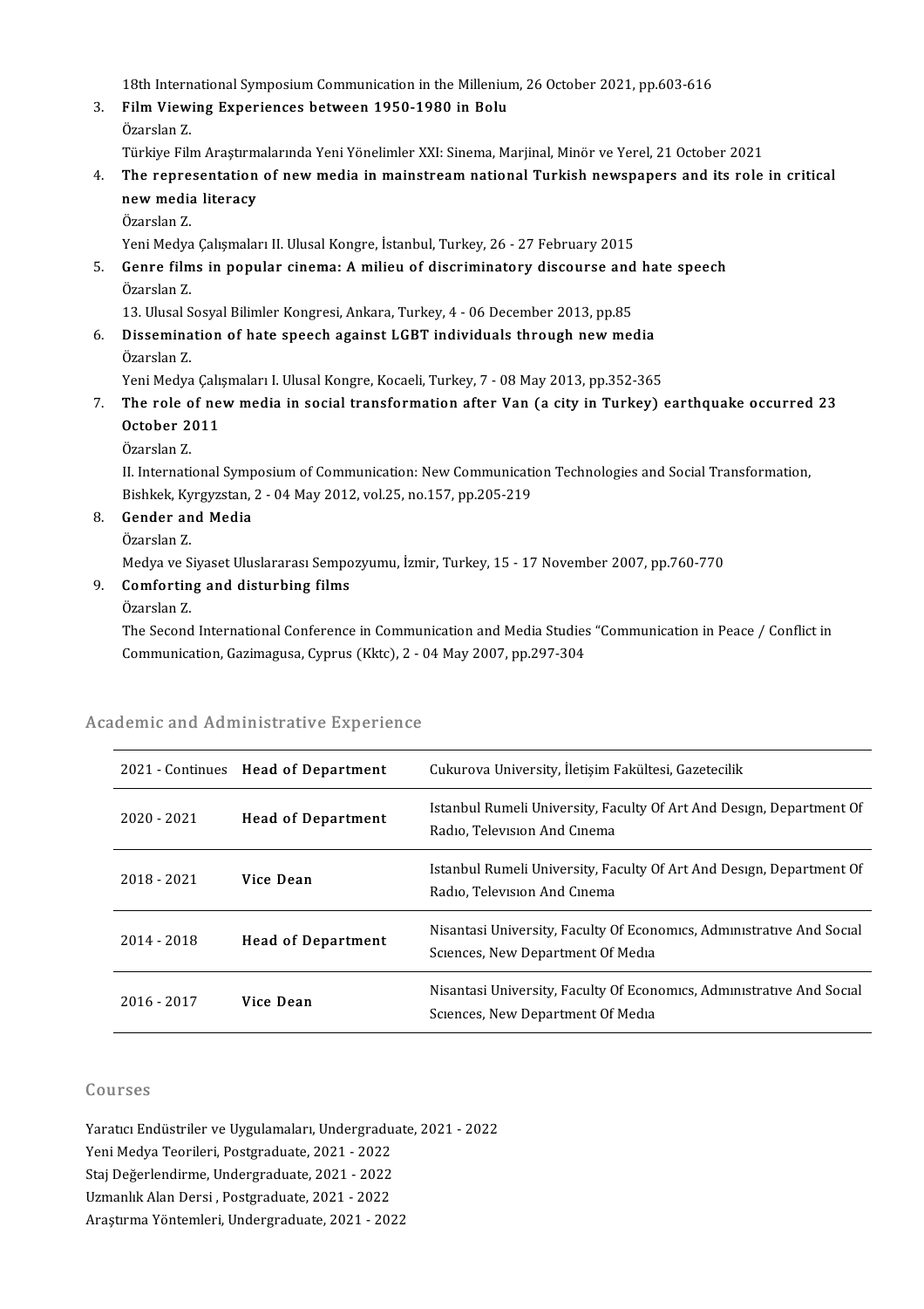18th International Symposium Communication in the Millenium, 26 October 2021, pp.603-616

3. **Film Viewing Experiences between 1950-1980 in Bolu**
   Özarslan Z.
   Türkiye Film Araştırmalarında Yeni Yönelimler XXI: Sinema, Marjinal, Minör ve Yerel, 21 October 2021
4. **The representation of new media in mainstream national Turkish newspapers and its role in critical new media literacy**
   Özarslan Z.
   Yeni Medya Çalışmaları II. Ulusal Kongre, İstanbul, Turkey, 26 - 27 February 2015
5. **Genre films in popular cinema: A milieu of discriminatory discourse and hate speech**
   Özarslan Z.
   13. Ulusal Sosyal Bilimler Kongresi, Ankara, Turkey, 4 - 06 December 2013, pp.85
6. **Dissemination of hate speech against LGBT individuals through new media**
   Özarslan Z.
   Yeni Medya Çalışmaları I. Ulusal Kongre, Kocaeli, Turkey, 7 - 08 May 2013, pp.352-365
7. **The role of new media in social transformation after Van (a city in Turkey) earthquake occurred 23 October 2011**
   Özarslan Z.
   II. International Symposium of Communication: New Communication Technologies and Social Transformation, Bishkek, Kyrgyzstan, 2 - 04 May 2012, vol.25, no.157, pp.205-219
8. **Gender and Media**
   Özarslan Z.
   Medya ve Siyaset Uluslararası Sempozyumu, İzmir, Turkey, 15 - 17 November 2007, pp.760-770
9. **Comforting and disturbing films**
   Özarslan Z.
   The Second International Conference in Communication and Media Studies "Communication in Peace / Conflict in Communication, Gazimagusa, Cyprus (Kktc), 2 - 04 May 2007, pp.297-304

## Academic and Administrative Experience

| | | |
|---|---|---|
| 2021 - Continues | **Head of Department** | Cukurova University, İletişim Fakültesi, Gazetecilik |
| 2020 - 2021 | **Head of Department** | Istanbul Rumeli University, Faculty Of Art And Design, Department Of Radio, Television And Cinema |
| 2018 - 2021 | **Vice Dean** | Istanbul Rumeli University, Faculty Of Art And Design, Department Of Radio, Television And Cinema |
| 2014 - 2018 | **Head of Department** | Nisantasi University, Faculty Of Economics, Administrative And Social Sciences, New Department Of Media |
| 2016 - 2017 | **Vice Dean** | Nisantasi University, Faculty Of Economics, Administrative And Social Sciences, New Department Of Media |

## Courses

Yaratıcı Endüstriler ve Uygulamaları, Undergraduate, 2021 - 2022
Yeni Medya Teorileri, Postgraduate, 2021 - 2022
Staj Değerlendirme, Undergraduate, 2021 - 2022
Uzmanlık Alan Dersi , Postgraduate, 2021 - 2022
Araştırma Yöntemleri, Undergraduate, 2021 - 2022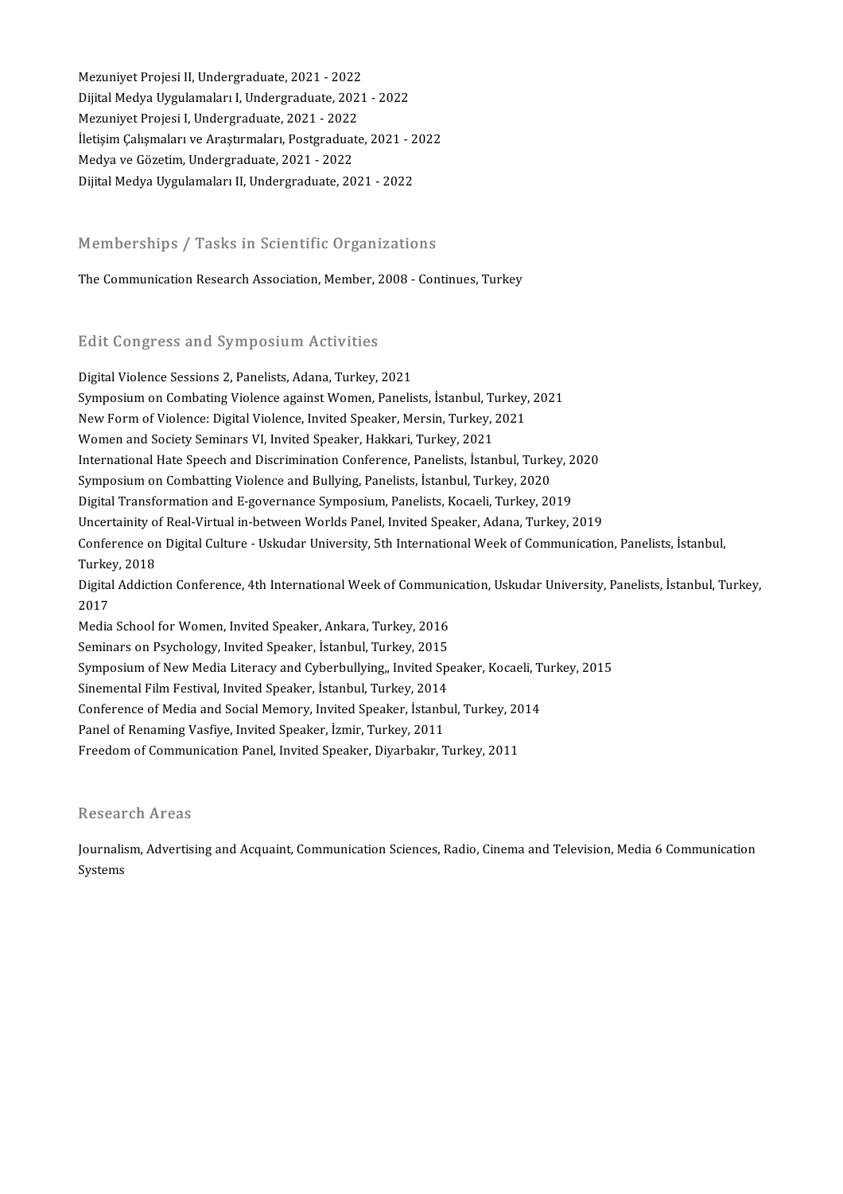Mezuniyet Projesi II, Undergraduate, 2021 - 2022
Dijital Medya Uygulamaları I, Undergraduate, 2021 - 2022
Mezuniyet Projesi I, Undergraduate, 2021 - 2022
İletişim Çalışmaları ve Araştırmaları, Postgraduate, 2021 - 2022
Medya ve Gözetim, Undergraduate, 2021 - 2022
Dijital Medya Uygulamaları II, Undergraduate, 2021 - 2022

## Memberships / Tasks in Scientific Organizations

The Communication Research Association, Member, 2008 - Continues, Turkey

## Edit Congress and Symposium Activities

Digital Violence Sessions 2, Panelists, Adana, Turkey, 2021
Symposium on Combating Violence against Women, Panelists, İstanbul, Turkey, 2021
New Form of Violence: Digital Violence, Invited Speaker, Mersin, Turkey, 2021
Women and Society Seminars VI, Invited Speaker, Hakkari, Turkey, 2021
International Hate Speech and Discrimination Conference, Panelists, İstanbul, Turkey, 2020
Symposium on Combatting Violence and Bullying, Panelists, İstanbul, Turkey, 2020
Digital Transformation and E-governance Symposium, Panelists, Kocaeli, Turkey, 2019
Uncertainity of Real-Virtual in-between Worlds Panel, Invited Speaker, Adana, Turkey, 2019
Conference on Digital Culture - Uskudar University, 5th International Week of Communication, Panelists, İstanbul, Turkey, 2018
Digital Addiction Conference, 4th International Week of Communication, Uskudar University, Panelists, İstanbul, Turkey, 2017
Media School for Women, Invited Speaker, Ankara, Turkey, 2016
Seminars on Psychology, Invited Speaker, İstanbul, Turkey, 2015
Symposium of New Media Literacy and Cyberbullying,, Invited Speaker, Kocaeli, Turkey, 2015
Sinemental Film Festival, Invited Speaker, İstanbul, Turkey, 2014
Conference of Media and Social Memory, Invited Speaker, İstanbul, Turkey, 2014
Panel of Renaming Vasfiye, Invited Speaker, İzmir, Turkey, 2011
Freedom of Communication Panel, Invited Speaker, Diyarbakır, Turkey, 2011

## Research Areas

Journalism, Advertising and Acquaint, Communication Sciences, Radio, Cinema and Television, Media 6 Communication Systems